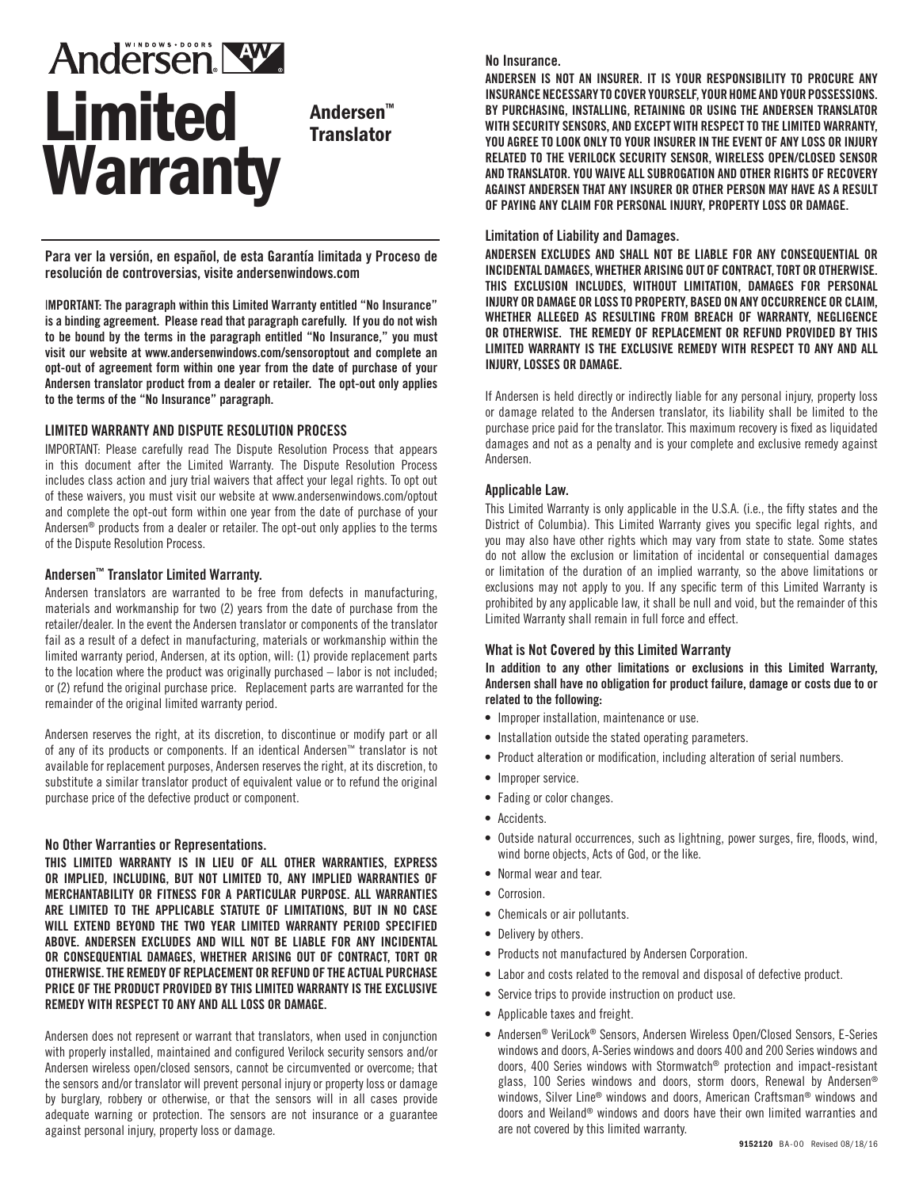Andersen® WINDOWS • DOORS

# Limited Warranty

## Andersen™ Translator

**Para ver la versión, en español, de esta Garantía limitada y Proceso de resolución de controversias, visite andersenwindows.com**

**IMPORTANT: The paragraph within this Limited Warranty entitled "No Insurance" is a binding agreement. Please read that paragraph carefully. If you do not wish to be bound by the terms in the paragraph entitled "No Insurance," you must visit our website at www.andersenwindows.com/sensoroptout and complete an opt-out of agreement form within one year from the date of purchase of your Andersen translator product from a dealer or retailer. The opt-out only applies to the terms of the "No Insurance" paragraph.**

### LIMITED WARRANTY AND DISPUTE RESOLUTION PROCESS

IMPORTANT: Please carefully read The Dispute Resolution Process that appears in this document after the Limited Warranty. The Dispute Resolution Process includes class action and jury trial waivers that affect your legal rights. To opt out of these waivers, you must visit our website at www.andersenwindows.com/optout and complete the opt-out form within one year from the date of purchase of your Andersen® products from a dealer or retailer. The opt-out only applies to the terms of the Dispute Resolution Process.

### Andersen™ Translator Limited Warranty.

Andersen translators are warranted to be free from defects in manufacturing, materials and workmanship for two (2) years from the date of purchase from the retailer/dealer. In the event the Andersen translator or components of the translator fail as a result of a defect in manufacturing, materials or workmanship within the limited warranty period, Andersen, at its option, will: (1) provide replacement parts to the location where the product was originally purchased – labor is not included; or (2) refund the original purchase price. Replacement parts are warranted for the remainder of the original limited warranty period.

Andersen reserves the right, at its discretion, to discontinue or modify part or all of any of its products or components. If an identical Andersen™ translator is not available for replacement purposes, Andersen reserves the right, at its discretion, to substitute a similar translator product of equivalent value or to refund the original purchase price of the defective product or component.

### No Other Warranties or Representations.

**THIS LIMITED WARRANTY IS IN LIEU OF ALL OTHER WARRANTIES, EXPRESS OR IMPLIED, INCLUDING, BUT NOT LIMITED TO, ANY IMPLIED WARRANTIES OF MERCHANTABILITY OR FITNESS FOR A PARTICULAR PURPOSE. ALL WARRANTIES ARE LIMITED TO THE APPLICABLE STATUTE OF LIMITATIONS, BUT IN NO CASE WILL EXTEND BEYOND THE TWO YEAR LIMITED WARRANTY PERIOD SPECIFIED ABOVE. ANDERSEN EXCLUDES AND WILL NOT BE LIABLE FOR ANY INCIDENTAL OR CONSEQUENTIAL DAMAGES, WHETHER ARISING OUT OF CONTRACT, TORT OR OTHERWISE. THE REMEDY OF REPLACEMENT OR REFUND OF THE ACTUAL PURCHASE PRICE OF THE PRODUCT PROVIDED BY THIS LIMITED WARRANTY IS THE EXCLUSIVE REMEDY WITH RESPECT TO ANY AND ALL LOSS OR DAMAGE.**

Andersen does not represent or warrant that translators, when used in conjunction with properly installed, maintained and configured Verilock security sensors and/or Andersen wireless open/closed sensors, cannot be circumvented or overcome; that the sensors and/or translator will prevent personal injury or property loss or damage by burglary, robbery or otherwise, or that the sensors will in all cases provide adequate warning or protection. The sensors are not insurance or a guarantee against personal injury, property loss or damage.

### No Insurance.

**ANDERSEN IS NOT AN INSURER. IT IS YOUR RESPONSIBILITY TO PROCURE ANY INSURANCE NECESSARY TO COVER YOURSELF, YOUR HOME AND YOUR POSSESSIONS. BY PURCHASING, INSTALLING, RETAINING OR USING THE ANDERSEN TRANSLATOR WITH SECURITY SENSORS, AND EXCEPT WITH RESPECT TO THE LIMITED WARRANTY, YOU AGREE TO LOOK ONLY TO YOUR INSURER IN THE EVENT OF ANY LOSS OR INJURY RELATED TO THE VERILOCK SECURITY SENSOR, WIRELESS OPEN/CLOSED SENSOR AND TRANSLATOR. YOU WAIVE ALL SUBROGATION AND OTHER RIGHTS OF RECOVERY AGAINST ANDERSEN THAT ANY INSURER OR OTHER PERSON MAY HAVE AS A RESULT OF PAYING ANY CLAIM FOR PERSONAL INJURY, PROPERTY LOSS OR DAMAGE.**

### Limitation of Liability and Damages.

**ANDERSEN EXCLUDES AND SHALL NOT BE LIABLE FOR ANY CONSEQUENTIAL OR INCIDENTAL DAMAGES, WHETHER ARISING OUT OF CONTRACT, TORT OR OTHERWISE. THIS EXCLUSION INCLUDES, WITHOUT LIMITATION, DAMAGES FOR PERSONAL INJURY OR DAMAGE OR LOSS TO PROPERTY, BASED ON ANY OCCURRENCE OR CLAIM, WHETHER ALLEGED AS RESULTING FROM BREACH OF WARRANTY, NEGLIGENCE OR OTHERWISE. THE REMEDY OF REPLACEMENT OR REFUND PROVIDED BY THIS LIMITED WARRANTY IS THE EXCLUSIVE REMEDY WITH RESPECT TO ANY AND ALL INJURY, LOSSES OR DAMAGE.**

If Andersen is held directly or indirectly liable for any personal injury, property loss or damage related to the Andersen translator, its liability shall be limited to the purchase price paid for the translator. This maximum recovery is fixed as liquidated damages and not as a penalty and is your complete and exclusive remedy against Andersen.

### Applicable Law.

This Limited Warranty is only applicable in the U.S.A. (i.e., the fifty states and the District of Columbia). This Limited Warranty gives you specific legal rights, and you may also have other rights which may vary from state to state. Some states do not allow the exclusion or limitation of incidental or consequential damages or limitation of the duration of an implied warranty, so the above limitations or exclusions may not apply to you. If any specific term of this Limited Warranty is prohibited by any applicable law, it shall be null and void, but the remainder of this Limited Warranty shall remain in full force and effect.

### What is Not Covered by this Limited Warranty

**In addition to any other limitations or exclusions in this Limited Warranty, Andersen shall have no obligation for product failure, damage or costs due to or related to the following:**

- Improper installation, maintenance or use.
- Installation outside the stated operating parameters.
- Product alteration or modification, including alteration of serial numbers.
- Improper service.
- Fading or color changes.
- Accidents.
- Outside natural occurrences, such as lightning, power surges, fire, floods, wind, wind borne objects, Acts of God, or the like.
- Normal wear and tear.
- Corrosion.
- Chemicals or air pollutants.
- Delivery by others.
- Products not manufactured by Andersen Corporation.
- Labor and costs related to the removal and disposal of defective product.
- Service trips to provide instruction on product use.
- Applicable taxes and freight.
- Andersen® VeriLock® Sensors, Andersen Wireless Open/Closed Sensors, E-Series windows and doors, A-Series windows and doors 400 and 200 Series windows and doors, 400 Series windows with Stormwatch® protection and impact-resistant glass, 100 Series windows and doors, storm doors, Renewal by Andersen® windows, Silver Line® windows and doors, American Craftsman® windows and doors and Weiland® windows and doors have their own limited warranties and are not covered by this limited warranty.

9152120 BA-00 Revised 08/18/16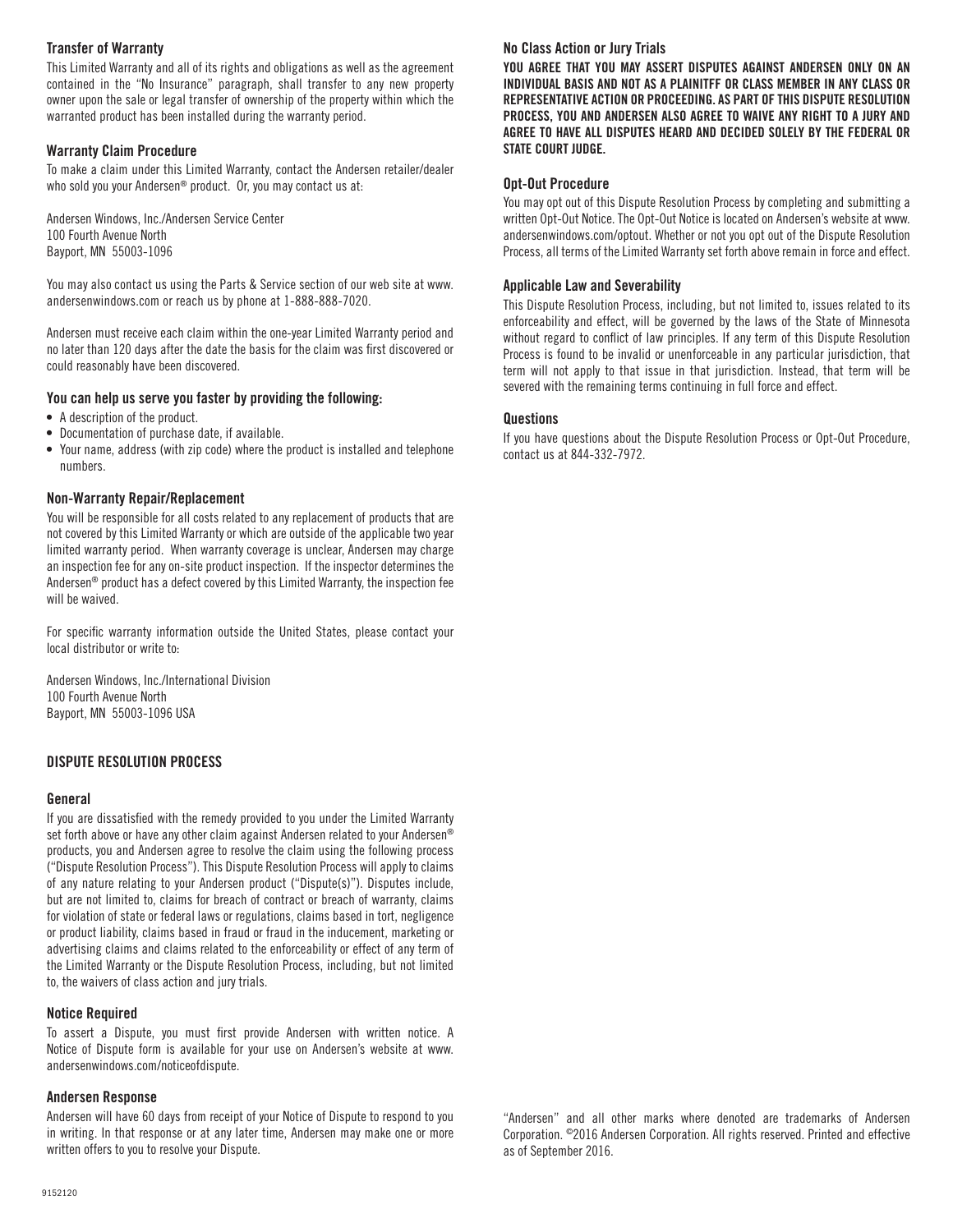### Transfer of Warranty

This Limited Warranty and all of its rights and obligations as well as the agreement contained in the "No Insurance" paragraph, shall transfer to any new property owner upon the sale or legal transfer of ownership of the property within which the warranted product has been installed during the warranty period.

### Warranty Claim Procedure

To make a claim under this Limited Warranty, contact the Andersen retailer/dealer who sold you your Andersen® product. Or, you may contact us at:

Andersen Windows, Inc./Andersen Service Center
100 Fourth Avenue North
Bayport, MN 55003-1096

You may also contact us using the Parts & Service section of our web site at www.andersenwindows.com or reach us by phone at 1-888-888-7020.

Andersen must receive each claim within the one-year Limited Warranty period and no later than 120 days after the date the basis for the claim was first discovered or could reasonably have been discovered.

### You can help us serve you faster by providing the following:

- A description of the product.
- Documentation of purchase date, if available.
- Your name, address (with zip code) where the product is installed and telephone numbers.

### Non-Warranty Repair/Replacement

You will be responsible for all costs related to any replacement of products that are not covered by this Limited Warranty or which are outside of the applicable two year limited warranty period. When warranty coverage is unclear, Andersen may charge an inspection fee for any on-site product inspection. If the inspector determines the Andersen® product has a defect covered by this Limited Warranty, the inspection fee will be waived.

For specific warranty information outside the United States, please contact your local distributor or write to:

Andersen Windows, Inc./International Division
100 Fourth Avenue North
Bayport, MN 55003-1096 USA

## DISPUTE RESOLUTION PROCESS

### General

If you are dissatisfied with the remedy provided to you under the Limited Warranty set forth above or have any other claim against Andersen related to your Andersen® products, you and Andersen agree to resolve the claim using the following process ("Dispute Resolution Process"). This Dispute Resolution Process will apply to claims of any nature relating to your Andersen product ("Dispute(s)"). Disputes include, but are not limited to, claims for breach of contract or breach of warranty, claims for violation of state or federal laws or regulations, claims based in tort, negligence or product liability, claims based in fraud or fraud in the inducement, marketing or advertising claims and claims related to the enforceability or effect of any term of the Limited Warranty or the Dispute Resolution Process, including, but not limited to, the waivers of class action and jury trials.

### Notice Required

To assert a Dispute, you must first provide Andersen with written notice. A Notice of Dispute form is available for your use on Andersen's website at www.andersenwindows.com/noticeofdispute.

### Andersen Response

Andersen will have 60 days from receipt of your Notice of Dispute to respond to you in writing. In that response or at any later time, Andersen may make one or more written offers to you to resolve your Dispute.

### No Class Action or Jury Trials

**YOU AGREE THAT YOU MAY ASSERT DISPUTES AGAINST ANDERSEN ONLY ON AN INDIVIDUAL BASIS AND NOT AS A PLAINITFF OR CLASS MEMBER IN ANY CLASS OR REPRESENTATIVE ACTION OR PROCEEDING. AS PART OF THIS DISPUTE RESOLUTION PROCESS, YOU AND ANDERSEN ALSO AGREE TO WAIVE ANY RIGHT TO A JURY AND AGREE TO HAVE ALL DISPUTES HEARD AND DECIDED SOLELY BY THE FEDERAL OR STATE COURT JUDGE.**

### Opt-Out Procedure

You may opt out of this Dispute Resolution Process by completing and submitting a written Opt-Out Notice. The Opt-Out Notice is located on Andersen's website at www.andersenwindows.com/optout. Whether or not you opt out of the Dispute Resolution Process, all terms of the Limited Warranty set forth above remain in force and effect.

### Applicable Law and Severability

This Dispute Resolution Process, including, but not limited to, issues related to its enforceability and effect, will be governed by the laws of the State of Minnesota without regard to conflict of law principles. If any term of this Dispute Resolution Process is found to be invalid or unenforceable in any particular jurisdiction, that term will not apply to that issue in that jurisdiction. Instead, that term will be severed with the remaining terms continuing in full force and effect.

### Questions

If you have questions about the Dispute Resolution Process or Opt-Out Procedure, contact us at 844-332-7972.

"Andersen" and all other marks where denoted are trademarks of Andersen Corporation. ©2016 Andersen Corporation. All rights reserved. Printed and effective as of September 2016.

9152120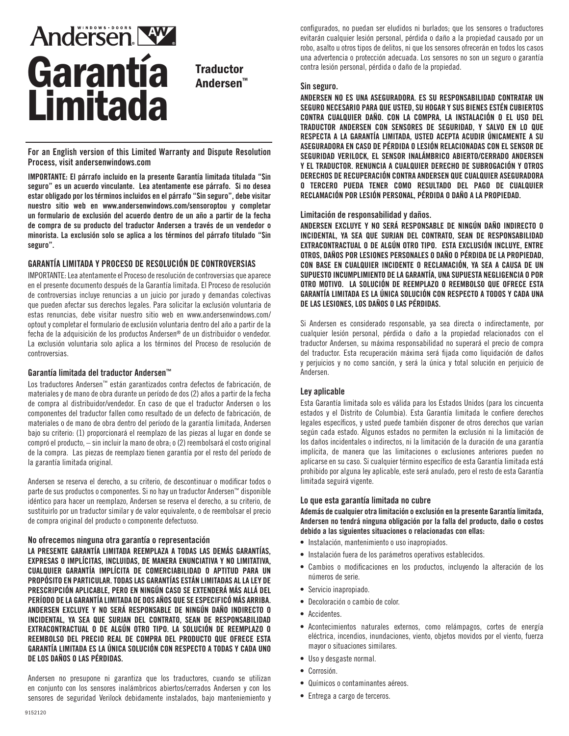# Andersen® WINDOWS • DOORS

# Garantía Limitada

**Traductor Andersen™**

**For an English version of this Limited Warranty and Dispute Resolution Process, visit andersenwindows.com**

**IMPORTANTE: El párrafo incluido en la presente Garantía limitada titulada "Sin seguro" es un acuerdo vinculante. Lea atentamente ese párrafo. Si no desea estar obligado por los términos incluidos en el párrafo "Sin seguro", debe visitar nuestro sitio web en www.andersenwindows.com/sensoroptou y completar un formulario de exclusión del acuerdo dentro de un año a partir de la fecha de compra de su producto del traductor Andersen a través de un vendedor o minorista. La exclusión solo se aplica a los términos del párrafo titulado "Sin seguro".**

### GARANTÍA LIMITADA Y PROCESO DE RESOLUCIÓN DE CONTROVERSIAS

IMPORTANTE: Lea atentamente el Proceso de resolución de controversias que aparece en el presente documento después de la Garantía limitada. El Proceso de resolución de controversias incluye renuncias a un juicio por jurado y demandas colectivas que pueden afectar sus derechos legales. Para solicitar la exclusión voluntaria de estas renuncias, debe visitar nuestro sitio web en www.andersenwindows.com/optout y completar el formulario de exclusión voluntaria dentro del año a partir de la fecha de la adquisición de los productos Andersen® de un distribuidor o vendedor. La exclusión voluntaria solo aplica a los términos del Proceso de resolución de controversias.

### Garantía limitada del traductor Andersen™

Los traductores Andersen™ están garantizados contra defectos de fabricación, de materiales y de mano de obra durante un período de dos (2) años a partir de la fecha de compra al distribuidor/vendedor. En caso de que el traductor Andersen o los componentes del traductor fallen como resultado de un defecto de fabricación, de materiales o de mano de obra dentro del período de la garantía limitada, Andersen bajo su criterio: (1) proporcionará el reemplazo de las piezas al lugar en donde se compró el producto, – sin incluir la mano de obra; o (2) reembolsará el costo original de la compra. Las piezas de reemplazo tienen garantía por el resto del período de la garantía limitada original.

Andersen se reserva el derecho, a su criterio, de descontinuar o modificar todos o parte de sus productos o componentes. Si no hay un traductor Andersen™ disponible idéntico para hacer un reemplazo, Andersen se reserva el derecho, a su criterio, de sustituirlo por un traductor similar y de valor equivalente, o de reembolsar el precio de compra original del producto o componente defectuoso.

### No ofrecemos ninguna otra garantía o representación

**LA PRESENTE GARANTÍA LIMITADA REEMPLAZA A TODAS LAS DEMÁS GARANTÍAS, EXPRESAS O IMPLÍCITAS, INCLUIDAS, DE MANERA ENUNCIATIVA Y NO LIMITATIVA, CUALQUIER GARANTÍA IMPLÍCITA DE COMERCIABILIDAD O APTITUD PARA UN PROPÓSITO EN PARTICULAR. TODAS LAS GARANTÍAS ESTÁN LIMITADAS AL LA LEY DE PRESCRIPCIÓN APLICABLE, PERO EN NINGÚN CASO SE EXTENDERÁ MÁS ALLÁ DEL PERÍODO DE LA GARANTÍA LIMITADA DE DOS AÑOS QUE SE ESPECIFICÓ MÁS ARRIBA. ANDERSEN EXCLUYE Y NO SERÁ RESPONSABLE DE NINGÚN DAÑO INDIRECTO O INCIDENTAL, YA SEA QUE SURJAN DEL CONTRATO, SEAN DE RESPONSABILIDAD EXTRACONTRACTUAL O DE ALGÚN OTRO TIPO. LA SOLUCIÓN DE REEMPLAZO O REEMBOLSO DEL PRECIO REAL DE COMPRA DEL PRODUCTO QUE OFRECE ESTA GARANTÍA LIMITADA ES LA ÚNICA SOLUCIÓN CON RESPECTO A TODAS Y CADA UNO DE LOS DAÑOS O LAS PÉRDIDAS.**

Andersen no presupone ni garantiza que los traductores, cuando se utilizan en conjunto con los sensores inalámbricos abiertos/cerrados Andersen y con los sensores de seguridad Verilock debidamente instalados, bajo manteniemiento y configurados, no puedan ser eludidos ni burlados; que los sensores o traductores evitarán cualquier lesión personal, pérdida o daño a la propiedad causado por un robo, asalto u otros tipos de delitos, ni que los sensores ofrecerán en todos los casos una advertencia o protección adecuada. Los sensores no son un seguro o garantía contra lesión personal, pérdida o daño de la propiedad.

### Sin seguro.

**ANDERSEN NO ES UNA ASEGURADORA. ES SU RESPONSABILIDAD CONTRATAR UN SEGURO NECESARIO PARA QUE USTED, SU HOGAR Y SUS BIENES ESTÉN CUBIERTOS CONTRA CUALQUIER DAÑO. CON LA COMPRA, LA INSTALACIÓN O EL USO DEL TRADUCTOR ANDERSEN CON SENSORES DE SEGURIDAD, Y SALVO EN LO QUE RESPECTA A LA GARANTÍA LIMITADA, USTED ACEPTA ACUDIR ÚNICAMENTE A SU ASEGURADORA EN CASO DE PÉRDIDA O LESIÓN RELACIONADAS CON EL SENSOR DE SEGURIDAD VERILOCK, EL SENSOR INALÁMBRICO ABIERTO/CERRADO ANDERSEN Y EL TRADUCTOR. RENUNCIA A CUALQUIER DERECHO DE SUBROGACIÓN Y OTROS DERECHOS DE RECUPERACIÓN CONTRA ANDERSEN QUE CUALQUIER ASEGURADORA O TERCERO PUEDA TENER COMO RESULTADO DEL PAGO DE CUALQUIER RECLAMACIÓN POR LESIÓN PERSONAL, PÉRDIDA O DAÑO A LA PROPIEDAD.**

### Limitación de responsabilidad y daños.

**ANDERSEN EXCLUYE Y NO SERÁ RESPONSABLE DE NINGÚN DAÑO INDIRECTO O INCIDENTAL, YA SEA QUE SURJAN DEL CONTRATO, SEAN DE RESPONSABILIDAD EXTRACONTRACTUAL O DE ALGÚN OTRO TIPO. ESTA EXCLUSIÓN INCLUYE, ENTRE OTROS, DAÑOS POR LESIONES PERSONALES O DAÑO O PÉRDIDA DE LA PROPIEDAD, CON BASE EN CUALQUIER INCIDENTE O RECLAMACIÓN, YA SEA A CAUSA DE UN SUPUESTO INCUMPLIMIENTO DE LA GARANTÍA, UNA SUPUESTA NEGLIGENCIA O POR OTRO MOTIVO. LA SOLUCIÓN DE REEMPLAZO O REEMBOLSO QUE OFRECE ESTA GARANTÍA LIMITADA ES LA ÚNICA SOLUCIÓN CON RESPECTO A TODOS Y CADA UNA DE LAS LESIONES, LOS DAÑOS O LAS PÉRDIDAS.**

Si Andersen es considerado responsable, ya sea directa o indirectamente, por cualquier lesión personal, pérdida o daño a la propiedad relacionados con el traductor Andersen, su máxima responsabilidad no superará el precio de compra del traductor. Esta recuperación máxima será fijada como liquidación de daños y perjuicios y no como sanción, y será la única y total solución en perjuicio de Andersen.

### Ley aplicable

Esta Garantía limitada solo es válida para los Estados Unidos (para los cincuenta estados y el Distrito de Columbia). Esta Garantía limitada le confiere derechos legales específicos, y usted puede también disponer de otros derechos que varían según cada estado. Algunos estados no permiten la exclusión ni la limitación de los daños incidentales o indirectos, ni la limitación de la duración de una garantía implícita, de manera que las limitaciones o exclusiones anteriores pueden no aplicarse en su caso. Si cualquier término específico de esta Garantía limitada está prohibido por alguna ley aplicable, este será anulado, pero el resto de esta Garantía limitada seguirá vigente.

### Lo que esta garantía limitada no cubre

**Además de cualquier otra limitación o exclusión en la presente Garantía limitada, Andersen no tendrá ninguna obligación por la falla del producto, daño o costos debido a las siguientes situaciones o relacionadas con ellas:**

- Instalación, mantenimiento o uso inapropiados.
- Instalación fuera de los parámetros operativos establecidos.
- Cambios o modificaciones en los productos, incluyendo la alteración de los números de serie.
- Servicio inapropiado.
- Decoloración o cambio de color.
- Accidentes.
- Acontecimientos naturales externos, como relámpagos, cortes de energía eléctrica, incendios, inundaciones, viento, objetos movidos por el viento, fuerza mayor o situaciones similares.
- Uso y desgaste normal.
- Corrosión.
- Químicos o contaminantes aéreos.
- Entrega a cargo de terceros.

9152120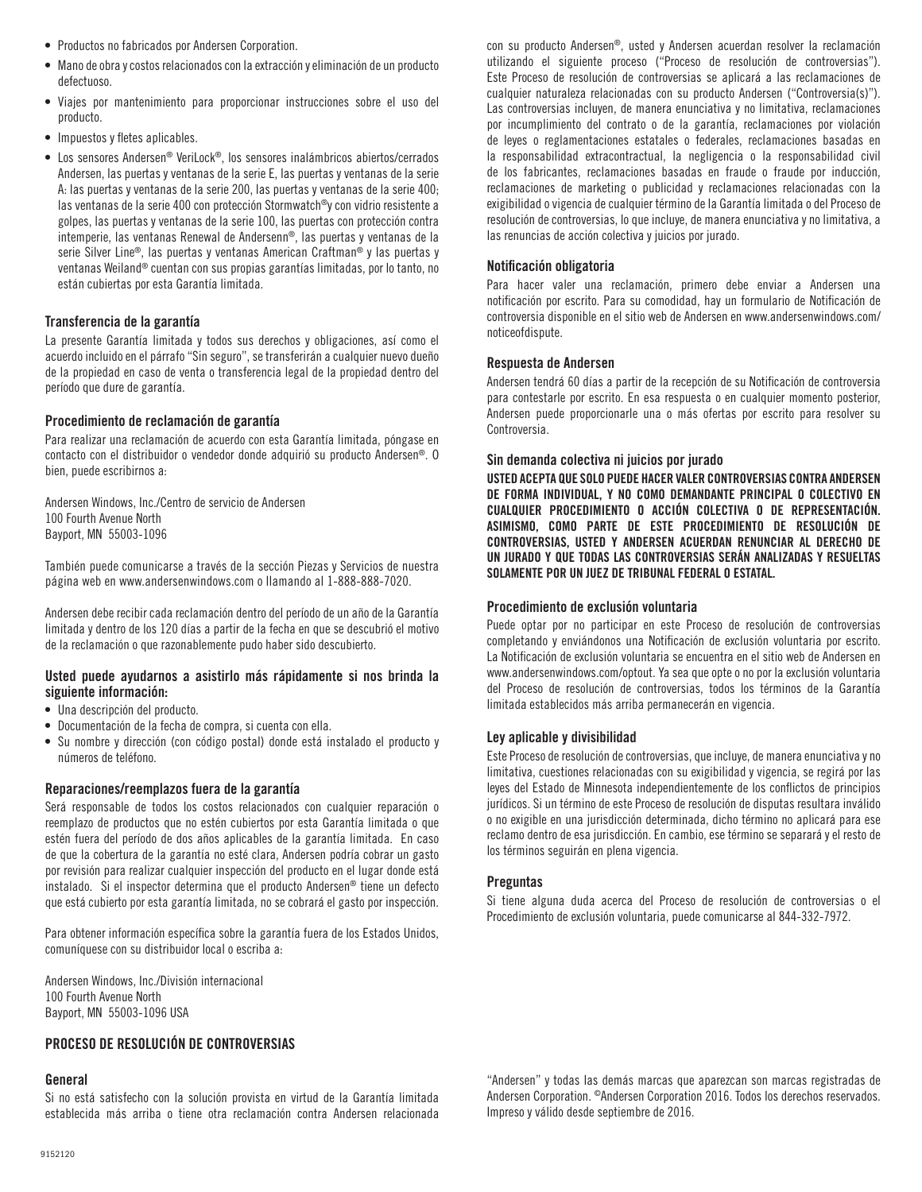- Productos no fabricados por Andersen Corporation.
- Mano de obra y costos relacionados con la extracción y eliminación de un producto defectuoso.
- Viajes por mantenimiento para proporcionar instrucciones sobre el uso del producto.
- Impuestos y fletes aplicables.
- Los sensores Andersen® VeriLock®, los sensores inalámbricos abiertos/cerrados Andersen, las puertas y ventanas de la serie E, las puertas y ventanas de la serie A: las puertas y ventanas de la serie 200, las puertas y ventanas de la serie 400; las ventanas de la serie 400 con protección Stormwatch®y con vidrio resistente a golpes, las puertas y ventanas de la serie 100, las puertas con protección contra intemperie, las ventanas Renewal de Andersenn®, las puertas y ventanas de la serie Silver Line®, las puertas y ventanas American Craftman® y las puertas y ventanas Weiland® cuentan con sus propias garantías limitadas, por lo tanto, no están cubiertas por esta Garantía limitada.

### Transferencia de la garantía

La presente Garantía limitada y todos sus derechos y obligaciones, así como el acuerdo incluido en el párrafo "Sin seguro", se transferirán a cualquier nuevo dueño de la propiedad en caso de venta o transferencia legal de la propiedad dentro del período que dure de garantía.

### Procedimiento de reclamación de garantía

Para realizar una reclamación de acuerdo con esta Garantía limitada, póngase en contacto con el distribuidor o vendedor donde adquirió su producto Andersen®. O bien, puede escribirnos a:

Andersen Windows, Inc./Centro de servicio de Andersen
100 Fourth Avenue North
Bayport, MN 55003-1096

También puede comunicarse a través de la sección Piezas y Servicios de nuestra página web en www.andersenwindows.com o llamando al 1-888-888-7020.

Andersen debe recibir cada reclamación dentro del período de un año de la Garantía limitada y dentro de los 120 días a partir de la fecha en que se descubrió el motivo de la reclamación o que razonablemente pudo haber sido descubierto.

### Usted puede ayudarnos a asistirlo más rápidamente si nos brinda la siguiente información:

- Una descripción del producto.
- Documentación de la fecha de compra, si cuenta con ella.
- Su nombre y dirección (con código postal) donde está instalado el producto y números de teléfono.

### Reparaciones/reemplazos fuera de la garantía

Será responsable de todos los costos relacionados con cualquier reparación o reemplazo de productos que no estén cubiertos por esta Garantía limitada o que estén fuera del período de dos años aplicables de la garantía limitada. En caso de que la cobertura de la garantía no esté clara, Andersen podría cobrar un gasto por revisión para realizar cualquier inspección del producto en el lugar donde está instalado. Si el inspector determina que el producto Andersen® tiene un defecto que está cubierto por esta garantía limitada, no se cobrará el gasto por inspección.

Para obtener información específica sobre la garantía fuera de los Estados Unidos, comuníquese con su distribuidor local o escriba a:

Andersen Windows, Inc./División internacional
100 Fourth Avenue North
Bayport, MN 55003-1096 USA

## PROCESO DE RESOLUCIÓN DE CONTROVERSIAS

### General

Si no está satisfecho con la solución provista en virtud de la Garantía limitada establecida más arriba o tiene otra reclamación contra Andersen relacionada con su producto Andersen®, usted y Andersen acuerdan resolver la reclamación utilizando el siguiente proceso ("Proceso de resolución de controversias"). Este Proceso de resolución de controversias se aplicará a las reclamaciones de cualquier naturaleza relacionadas con su producto Andersen ("Controversia(s)"). Las controversias incluyen, de manera enunciativa y no limitativa, reclamaciones por incumplimiento del contrato o de la garantía, reclamaciones por violación de leyes o reglamentaciones estatales o federales, reclamaciones basadas en la responsabilidad extracontractual, la negligencia o la responsabilidad civil de los fabricantes, reclamaciones basadas en fraude o fraude por inducción, reclamaciones de marketing o publicidad y reclamaciones relacionadas con la exigibilidad o vigencia de cualquier término de la Garantía limitada o del Proceso de resolución de controversias, lo que incluye, de manera enunciativa y no limitativa, a las renuncias de acción colectiva y juicios por jurado.

### Notificación obligatoria

Para hacer valer una reclamación, primero debe enviar a Andersen una notificación por escrito. Para su comodidad, hay un formulario de Notificación de controversia disponible en el sitio web de Andersen en www.andersenwindows.com/noticeofdispute.

### Respuesta de Andersen

Andersen tendrá 60 días a partir de la recepción de su Notificación de controversia para contestarle por escrito. En esa respuesta o en cualquier momento posterior, Andersen puede proporcionarle una o más ofertas por escrito para resolver su Controversia.

### Sin demanda colectiva ni juicios por jurado

**USTED ACEPTA QUE SOLO PUEDE HACER VALER CONTROVERSIAS CONTRA ANDERSEN DE FORMA INDIVIDUAL, Y NO COMO DEMANDANTE PRINCIPAL O COLECTIVO EN CUALQUIER PROCEDIMIENTO O ACCIÓN COLECTIVA O DE REPRESENTACIÓN. ASIMISMO, COMO PARTE DE ESTE PROCEDIMIENTO DE RESOLUCIÓN DE CONTROVERSIAS, USTED Y ANDERSEN ACUERDAN RENUNCIAR AL DERECHO DE UN JURADO Y QUE TODAS LAS CONTROVERSIAS SERÁN ANALIZADAS Y RESUELTAS SOLAMENTE POR UN JUEZ DE TRIBUNAL FEDERAL O ESTATAL.**

### Procedimiento de exclusión voluntaria

Puede optar por no participar en este Proceso de resolución de controversias completando y enviándonos una Notificación de exclusión voluntaria por escrito. La Notificación de exclusión voluntaria se encuentra en el sitio web de Andersen en www.andersenwindows.com/optout. Ya sea que opte o no por la exclusión voluntaria del Proceso de resolución de controversias, todos los términos de la Garantía limitada establecidos más arriba permanecerán en vigencia.

### Ley aplicable y divisibilidad

Este Proceso de resolución de controversias, que incluye, de manera enunciativa y no limitativa, cuestiones relacionadas con su exigibilidad y vigencia, se regirá por las leyes del Estado de Minnesota independientemente de los conflictos de principios jurídicos. Si un término de este Proceso de resolución de disputas resultara inválido o no exigible en una jurisdicción determinada, dicho término no aplicará para ese reclamo dentro de esa jurisdicción. En cambio, ese término se separará y el resto de los términos seguirán en plena vigencia.

### Preguntas

Si tiene alguna duda acerca del Proceso de resolución de controversias o el Procedimiento de exclusión voluntaria, puede comunicarse al 844-332-7972.

"Andersen" y todas las demás marcas que aparezcan son marcas registradas de Andersen Corporation. ©Andersen Corporation 2016. Todos los derechos reservados. Impreso y válido desde septiembre de 2016.

9152120